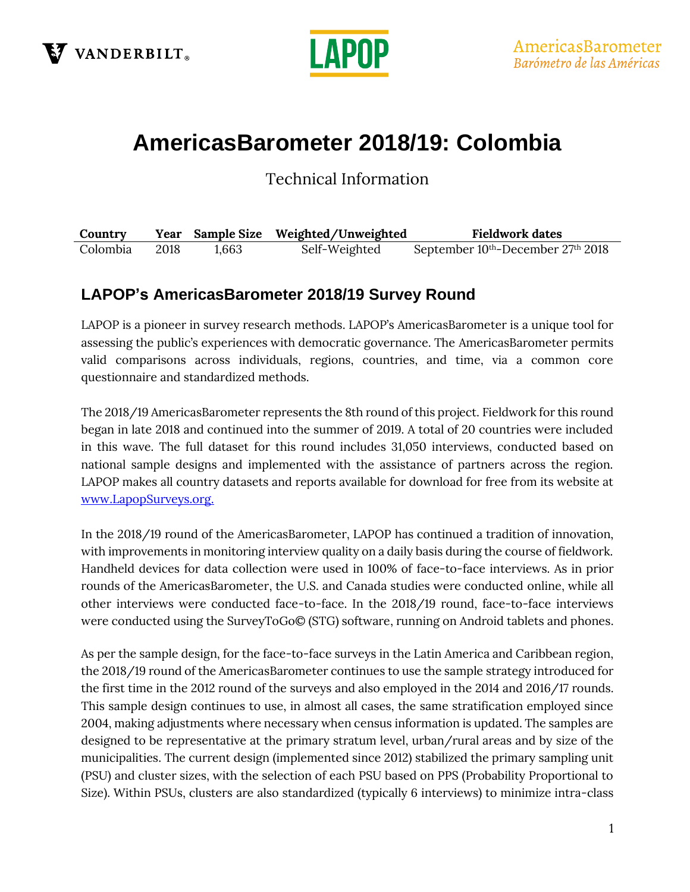# AmericasBarometer 2018/19: Colombia

Technical Information

| Country | Year | Sample Size | Weighted/Unweighted | Fieldwork dates |
|---|---|---|---|---|
| Colombia | 2018 | 1,663 | Self-Weighted | September 10th-December 27th 2018 |

## LAPOP's AmericasBarometer 2018/19 Survey Round

LAPOP is a pioneer in survey research methods. LAPOP's AmericasBarometer is a unique tool for assessing the public's experiences with democratic governance. The AmericasBarometer permits valid comparisons across individuals, regions, countries, and time, via a common core questionnaire and standardized methods.

The 2018/19 AmericasBarometer represents the 8th round of this project. Fieldwork for this round began in late 2018 and continued into the summer of 2019. A total of 20 countries were included in this wave. The full dataset for this round includes 31,050 interviews, conducted based on national sample designs and implemented with the assistance of partners across the region. LAPOP makes all country datasets and reports available for download for free from its website at [www.LapopSurveys.org.](http://www.LapopSurveys.org)

In the 2018/19 round of the AmericasBarometer, LAPOP has continued a tradition of innovation, with improvements in monitoring interview quality on a daily basis during the course of fieldwork. Handheld devices for data collection were used in 100% of face-to-face interviews. As in prior rounds of the AmericasBarometer, the U.S. and Canada studies were conducted online, while all other interviews were conducted face-to-face. In the 2018/19 round, face-to-face interviews were conducted using the SurveyToGo© (STG) software, running on Android tablets and phones.

As per the sample design, for the face-to-face surveys in the Latin America and Caribbean region, the 2018/19 round of the AmericasBarometer continues to use the sample strategy introduced for the first time in the 2012 round of the surveys and also employed in the 2014 and 2016/17 rounds. This sample design continues to use, in almost all cases, the same stratification employed since 2004, making adjustments where necessary when census information is updated. The samples are designed to be representative at the primary stratum level, urban/rural areas and by size of the municipalities. The current design (implemented since 2012) stabilized the primary sampling unit (PSU) and cluster sizes, with the selection of each PSU based on PPS (Probability Proportional to Size). Within PSUs, clusters are also standardized (typically 6 interviews) to minimize intra-class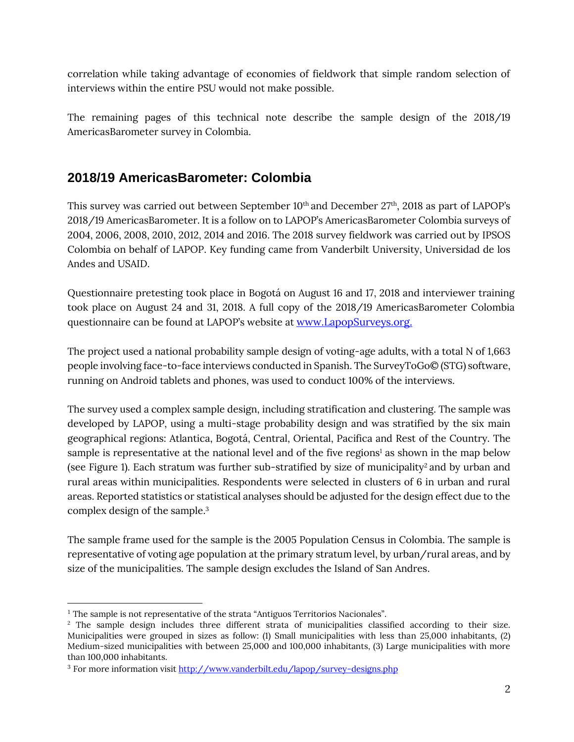correlation while taking advantage of economies of fieldwork that simple random selection of interviews within the entire PSU would not make possible.

The remaining pages of this technical note describe the sample design of the 2018/19 AmericasBarometer survey in Colombia.

## 2018/19 AmericasBarometer: Colombia

This survey was carried out between September 10th and December 27th, 2018 as part of LAPOP's 2018/19 AmericasBarometer. It is a follow on to LAPOP's AmericasBarometer Colombia surveys of 2004, 2006, 2008, 2010, 2012, 2014 and 2016. The 2018 survey fieldwork was carried out by IPSOS Colombia on behalf of LAPOP. Key funding came from Vanderbilt University, Universidad de los Andes and USAID.

Questionnaire pretesting took place in Bogotá on August 16 and 17, 2018 and interviewer training took place on August 24 and 31, 2018. A full copy of the 2018/19 AmericasBarometer Colombia questionnaire can be found at LAPOP's website at [www.LapopSurveys.org.](http://www.LapopSurveys.org)

The project used a national probability sample design of voting-age adults, with a total N of 1,663 people involving face-to-face interviews conducted in Spanish. The SurveyToGo© (STG) software, running on Android tablets and phones, was used to conduct 100% of the interviews.

The survey used a complex sample design, including stratification and clustering. The sample was developed by LAPOP, using a multi-stage probability design and was stratified by the six main geographical regions: Atlantica, Bogotá, Central, Oriental, Pacifica and Rest of the Country. The sample is representative at the national level and of the five regions[1] as shown in the map below (see Figure 1). Each stratum was further sub-stratified by size of municipality[2] and by urban and rural areas within municipalities. Respondents were selected in clusters of 6 in urban and rural areas. Reported statistics or statistical analyses should be adjusted for the design effect due to the complex design of the sample.[3]

The sample frame used for the sample is the 2005 Population Census in Colombia. The sample is representative of voting age population at the primary stratum level, by urban/rural areas, and by size of the municipalities. The sample design excludes the Island of San Andres.

---

[1] The sample is not representative of the strata "Antiguos Territorios Nacionales".

[2] The sample design includes three different strata of municipalities classified according to their size. Municipalities were grouped in sizes as follow: (1) Small municipalities with less than 25,000 inhabitants, (2) Medium-sized municipalities with between 25,000 and 100,000 inhabitants, (3) Large municipalities with more than 100,000 inhabitants.

[3] For more information visit [http://www.vanderbilt.edu/lapop/survey-designs.php](http://www.vanderbilt.edu/lapop/survey-designs.php)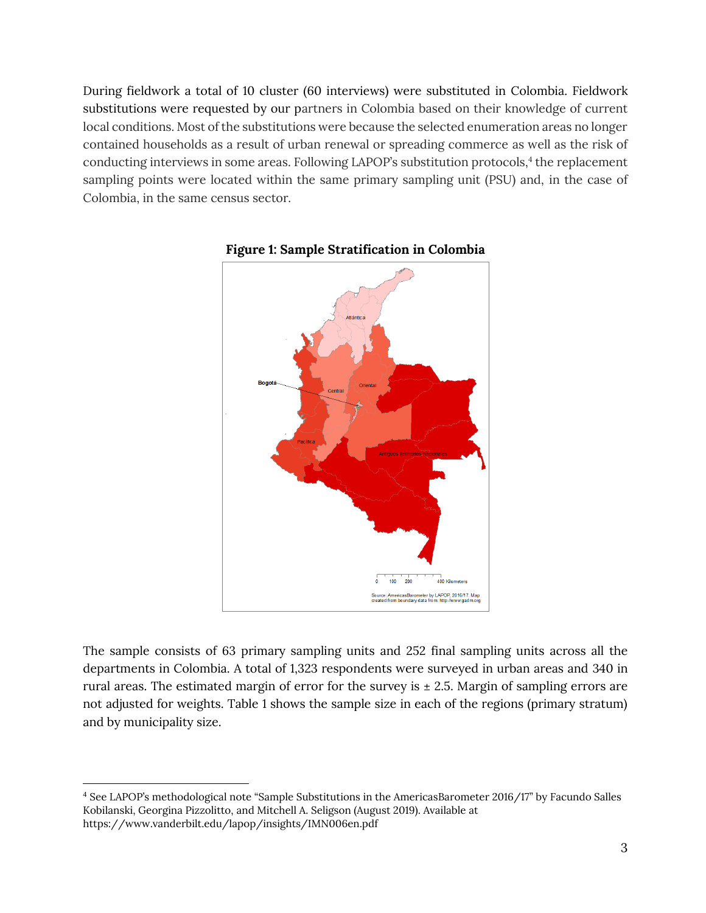During fieldwork a total of 10 cluster (60 interviews) were substituted in Colombia. Fieldwork substitutions were requested by our partners in Colombia based on their knowledge of current local conditions. Most of the substitutions were because the selected enumeration areas no longer contained households as a result of urban renewal or spreading commerce as well as the risk of conducting interviews in some areas. Following LAPOP's substitution protocols,[4] the replacement sampling points were located within the same primary sampling unit (PSU) and, in the case of Colombia, in the same census sector.

**Figure 1: Sample Stratification in Colombia**

The sample consists of 63 primary sampling units and 252 final sampling units across all the departments in Colombia. A total of 1,323 respondents were surveyed in urban areas and 340 in rural areas. The estimated margin of error for the survey is ± 2.5. Margin of sampling errors are not adjusted for weights. Table 1 shows the sample size in each of the regions (primary stratum) and by municipality size.

---

[4] See LAPOP's methodological note "Sample Substitutions in the AmericasBarometer 2016/17" by Facundo Salles Kobilanski, Georgina Pizzolitto, and Mitchell A. Seligson (August 2019). Available at https://www.vanderbilt.edu/lapop/insights/IMN006en.pdf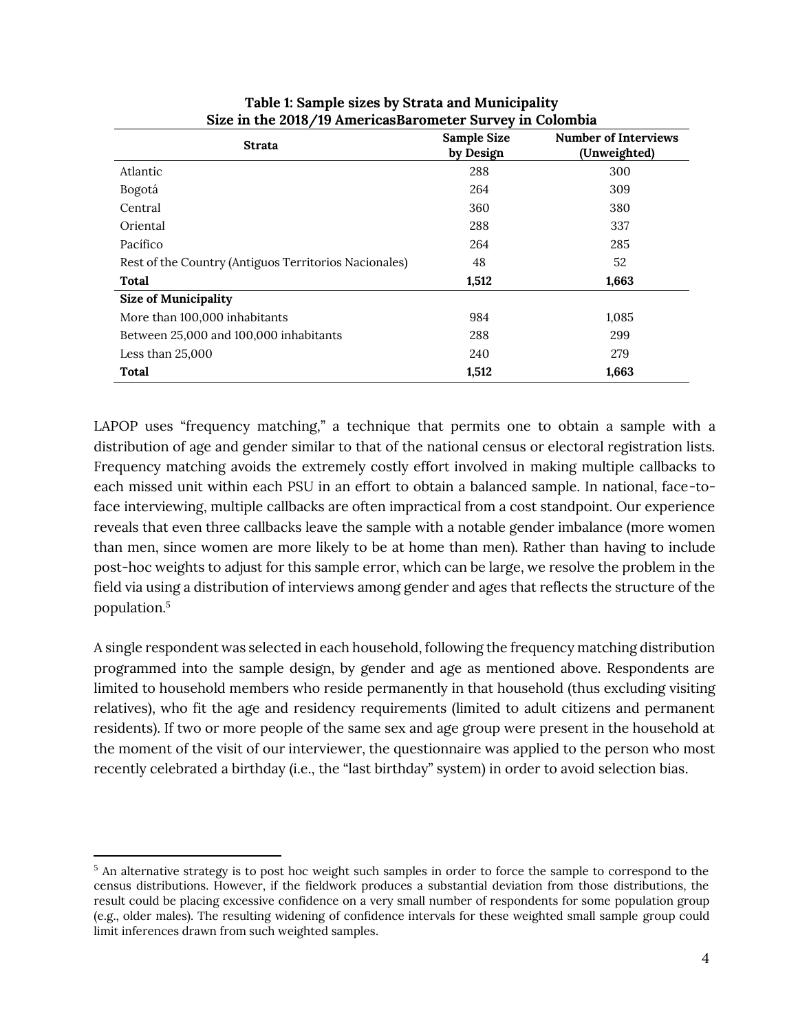**Table 1: Sample sizes by Strata and Municipality Size in the 2018/19 AmericasBarometer Survey in Colombia**

| Strata | Sample Size by Design | Number of Interviews (Unweighted) |
|---|---|---|
| Atlantic | 288 | 300 |
| Bogotá | 264 | 309 |
| Central | 360 | 380 |
| Oriental | 288 | 337 |
| Pacífico | 264 | 285 |
| Rest of the Country (Antiguos Territorios Nacionales) | 48 | 52 |
| **Total** | **1,512** | **1,663** |
| **Size of Municipality** | | |
| More than 100,000 inhabitants | 984 | 1,085 |
| Between 25,000 and 100,000 inhabitants | 288 | 299 |
| Less than 25,000 | 240 | 279 |
| **Total** | **1,512** | **1,663** |

LAPOP uses "frequency matching," a technique that permits one to obtain a sample with a distribution of age and gender similar to that of the national census or electoral registration lists. Frequency matching avoids the extremely costly effort involved in making multiple callbacks to each missed unit within each PSU in an effort to obtain a balanced sample. In national, face-to-face interviewing, multiple callbacks are often impractical from a cost standpoint. Our experience reveals that even three callbacks leave the sample with a notable gender imbalance (more women than men, since women are more likely to be at home than men). Rather than having to include post-hoc weights to adjust for this sample error, which can be large, we resolve the problem in the field via using a distribution of interviews among gender and ages that reflects the structure of the population.[5]

A single respondent was selected in each household, following the frequency matching distribution programmed into the sample design, by gender and age as mentioned above. Respondents are limited to household members who reside permanently in that household (thus excluding visiting relatives), who fit the age and residency requirements (limited to adult citizens and permanent residents). If two or more people of the same sex and age group were present in the household at the moment of the visit of our interviewer, the questionnaire was applied to the person who most recently celebrated a birthday (i.e., the "last birthday" system) in order to avoid selection bias.

[5] An alternative strategy is to post hoc weight such samples in order to force the sample to correspond to the census distributions. However, if the fieldwork produces a substantial deviation from those distributions, the result could be placing excessive confidence on a very small number of respondents for some population group (e.g., older males). The resulting widening of confidence intervals for these weighted small sample group could limit inferences drawn from such weighted samples.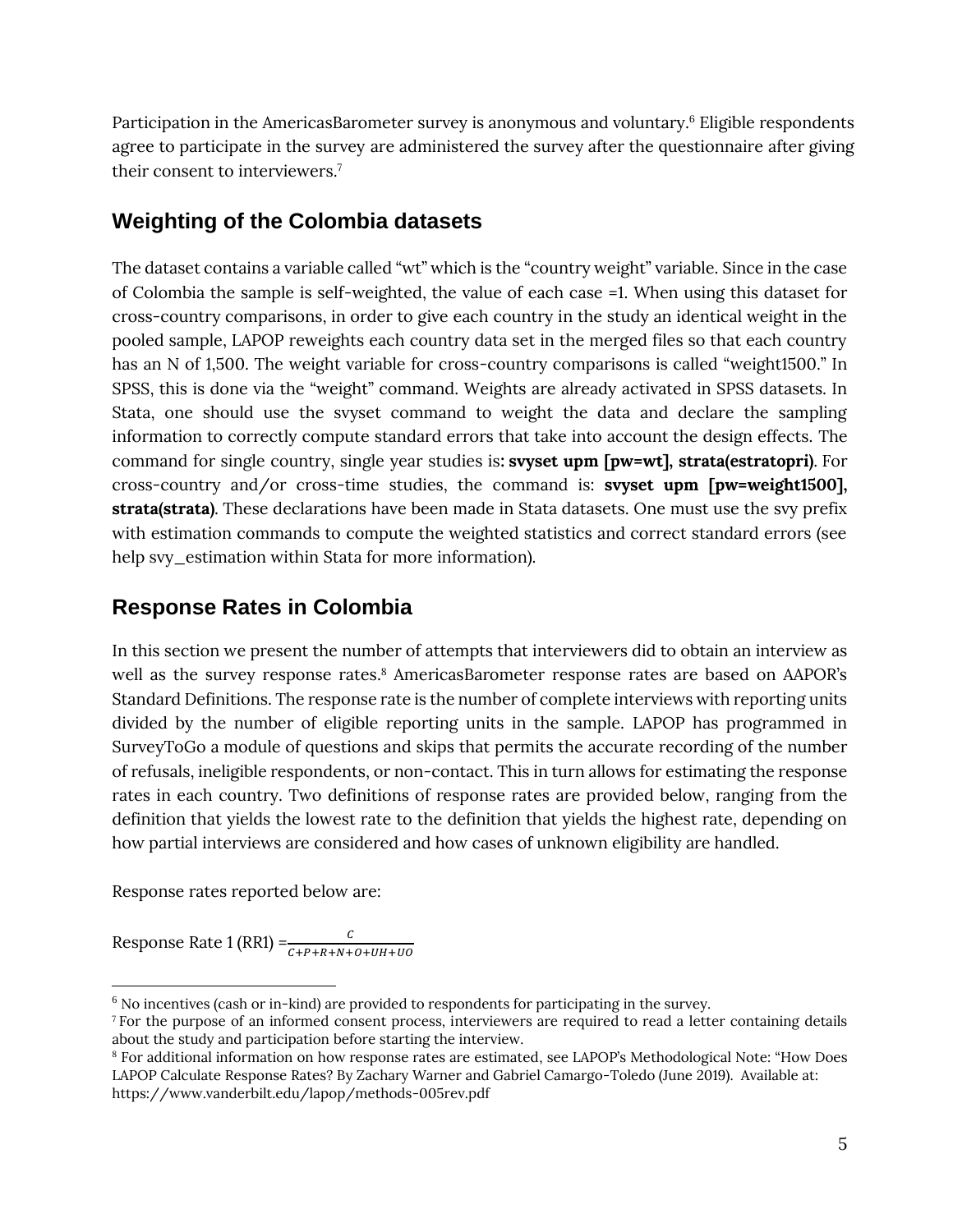Participation in the AmericasBarometer survey is anonymous and voluntary.[6] Eligible respondents agree to participate in the survey are administered the survey after the questionnaire after giving their consent to interviewers.[7]

## Weighting of the Colombia datasets

The dataset contains a variable called "wt" which is the "country weight" variable. Since in the case of Colombia the sample is self-weighted, the value of each case =1. When using this dataset for cross-country comparisons, in order to give each country in the study an identical weight in the pooled sample, LAPOP reweights each country data set in the merged files so that each country has an N of 1,500. The weight variable for cross-country comparisons is called "weight1500." In SPSS, this is done via the "weight" command. Weights are already activated in SPSS datasets. In Stata, one should use the svyset command to weight the data and declare the sampling information to correctly compute standard errors that take into account the design effects. The command for single country, single year studies is**: svyset upm [pw=wt], strata(estratopri)**. For cross-country and/or cross-time studies, the command is: **svyset upm [pw=weight1500], strata(strata)**. These declarations have been made in Stata datasets. One must use the svy prefix with estimation commands to compute the weighted statistics and correct standard errors (see help svy_estimation within Stata for more information).

## Response Rates in Colombia

In this section we present the number of attempts that interviewers did to obtain an interview as well as the survey response rates.[8] AmericasBarometer response rates are based on AAPOR's Standard Definitions. The response rate is the number of complete interviews with reporting units divided by the number of eligible reporting units in the sample. LAPOP has programmed in SurveyToGo a module of questions and skips that permits the accurate recording of the number of refusals, ineligible respondents, or non-contact. This in turn allows for estimating the response rates in each country. Two definitions of response rates are provided below, ranging from the definition that yields the lowest rate to the definition that yields the highest rate, depending on how partial interviews are considered and how cases of unknown eligibility are handled.

Response rates reported below are:

Response Rate 1 (RR1) $= \frac{C}{C+P+R+N+O+UH+UO}$

---

[6] No incentives (cash or in-kind) are provided to respondents for participating in the survey.

[7] For the purpose of an informed consent process, interviewers are required to read a letter containing details about the study and participation before starting the interview.

[8] For additional information on how response rates are estimated, see LAPOP's Methodological Note: "How Does LAPOP Calculate Response Rates? By Zachary Warner and Gabriel Camargo-Toledo (June 2019). Available at: https://www.vanderbilt.edu/lapop/methods-005rev.pdf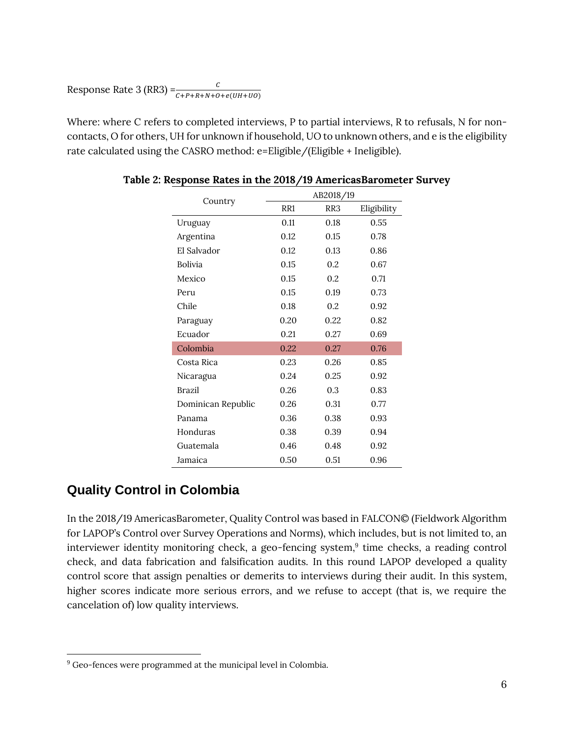Response Rate 3 (RR3) $= \frac{C}{C+P+R+N+O+e(UH+UO)}$

Where: where C refers to completed interviews, P to partial interviews, R to refusals, N for non-contacts, O for others, UH for unknown if household, UO to unknown others, and e is the eligibility rate calculated using the CASRO method: e=Eligible/(Eligible + Ineligible).

**Table 2: Response Rates in the 2018/19 AmericasBarometer Survey**

| Country | AB2018/19 | | |
|---|---|---|---|
| | RR1 | RR3 | Eligibility |
| Uruguay | 0.11 | 0.18 | 0.55 |
| Argentina | 0.12 | 0.15 | 0.78 |
| El Salvador | 0.12 | 0.13 | 0.86 |
| Bolivia | 0.15 | 0.2 | 0.67 |
| Mexico | 0.15 | 0.2 | 0.71 |
| Peru | 0.15 | 0.19 | 0.73 |
| Chile | 0.18 | 0.2 | 0.92 |
| Paraguay | 0.20 | 0.22 | 0.82 |
| Ecuador | 0.21 | 0.27 | 0.69 |
| Colombia | 0.22 | 0.27 | 0.76 |
| Costa Rica | 0.23 | 0.26 | 0.85 |
| Nicaragua | 0.24 | 0.25 | 0.92 |
| Brazil | 0.26 | 0.3 | 0.83 |
| Dominican Republic | 0.26 | 0.31 | 0.77 |
| Panama | 0.36 | 0.38 | 0.93 |
| Honduras | 0.38 | 0.39 | 0.94 |
| Guatemala | 0.46 | 0.48 | 0.92 |
| Jamaica | 0.50 | 0.51 | 0.96 |

## Quality Control in Colombia

In the 2018/19 AmericasBarometer, Quality Control was based in FALCON© (Fieldwork Algorithm for LAPOP's Control over Survey Operations and Norms), which includes, but is not limited to, an interviewer identity monitoring check, a geo-fencing system,[9] time checks, a reading control check, and data fabrication and falsification audits. In this round LAPOP developed a quality control score that assign penalties or demerits to interviews during their audit. In this system, higher scores indicate more serious errors, and we refuse to accept (that is, we require the cancelation of) low quality interviews.

[9] Geo-fences were programmed at the municipal level in Colombia.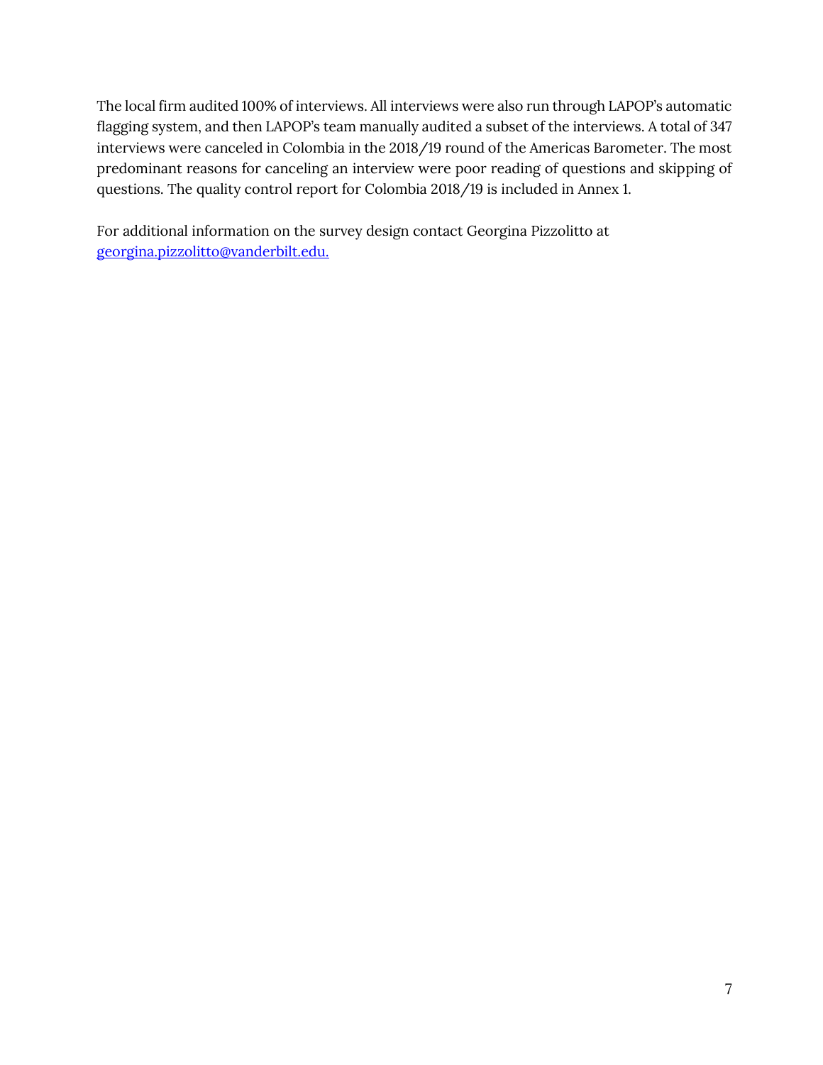The local firm audited 100% of interviews. All interviews were also run through LAPOP's automatic flagging system, and then LAPOP's team manually audited a subset of the interviews. A total of 347 interviews were canceled in Colombia in the 2018/19 round of the Americas Barometer. The most predominant reasons for canceling an interview were poor reading of questions and skipping of questions. The quality control report for Colombia 2018/19 is included in Annex 1.

For additional information on the survey design contact Georgina Pizzolitto at [georgina.pizzolitto@vanderbilt.edu.](mailto:georgina.pizzolitto@vanderbilt.edu)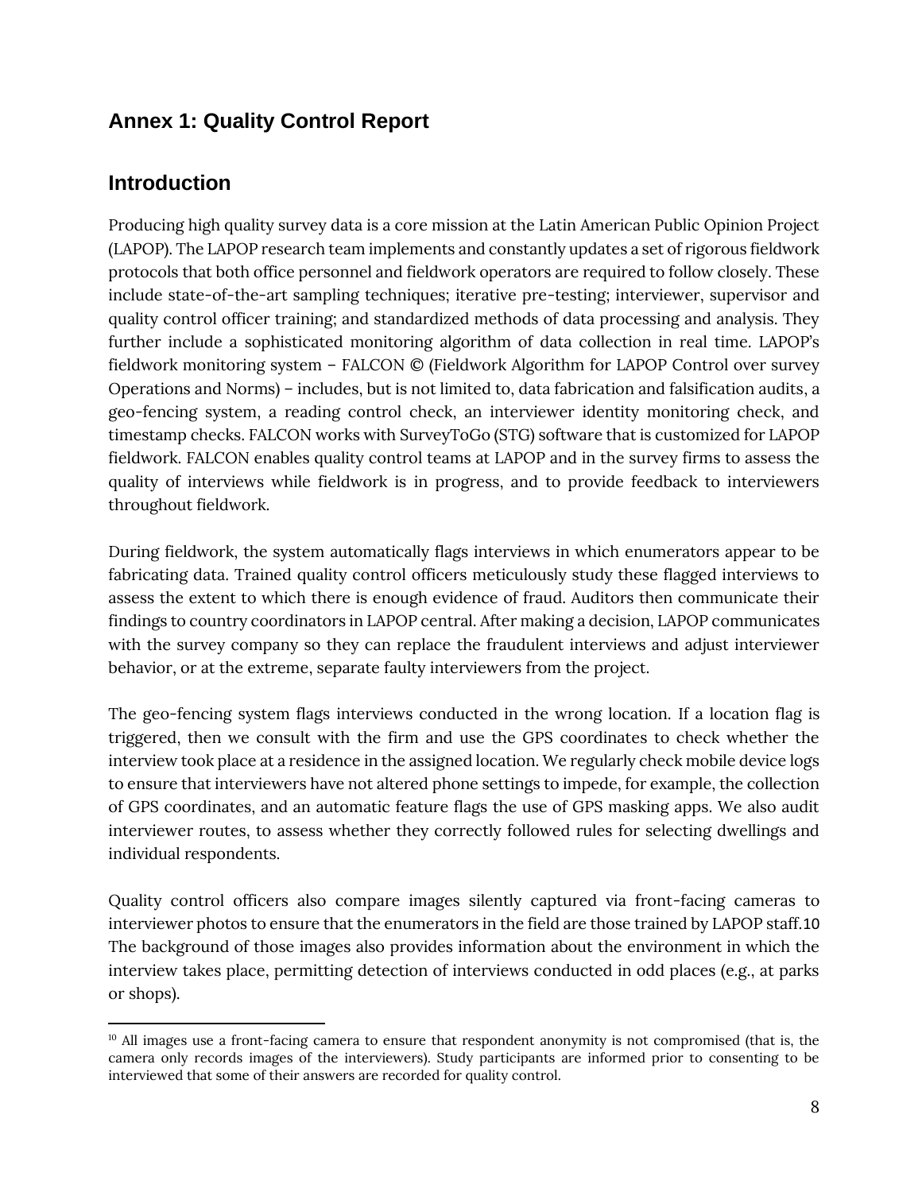## Annex 1: Quality Control Report

## Introduction

Producing high quality survey data is a core mission at the Latin American Public Opinion Project (LAPOP). The LAPOP research team implements and constantly updates a set of rigorous fieldwork protocols that both office personnel and fieldwork operators are required to follow closely. These include state-of-the-art sampling techniques; iterative pre-testing; interviewer, supervisor and quality control officer training; and standardized methods of data processing and analysis. They further include a sophisticated monitoring algorithm of data collection in real time. LAPOP's fieldwork monitoring system – FALCON © (Fieldwork Algorithm for LAPOP Control over survey Operations and Norms) – includes, but is not limited to, data fabrication and falsification audits, a geo-fencing system, a reading control check, an interviewer identity monitoring check, and timestamp checks. FALCON works with SurveyToGo (STG) software that is customized for LAPOP fieldwork. FALCON enables quality control teams at LAPOP and in the survey firms to assess the quality of interviews while fieldwork is in progress, and to provide feedback to interviewers throughout fieldwork.

During fieldwork, the system automatically flags interviews in which enumerators appear to be fabricating data. Trained quality control officers meticulously study these flagged interviews to assess the extent to which there is enough evidence of fraud. Auditors then communicate their findings to country coordinators in LAPOP central. After making a decision, LAPOP communicates with the survey company so they can replace the fraudulent interviews and adjust interviewer behavior, or at the extreme, separate faulty interviewers from the project.

The geo-fencing system flags interviews conducted in the wrong location. If a location flag is triggered, then we consult with the firm and use the GPS coordinates to check whether the interview took place at a residence in the assigned location. We regularly check mobile device logs to ensure that interviewers have not altered phone settings to impede, for example, the collection of GPS coordinates, and an automatic feature flags the use of GPS masking apps. We also audit interviewer routes, to assess whether they correctly followed rules for selecting dwellings and individual respondents.

Quality control officers also compare images silently captured via front-facing cameras to interviewer photos to ensure that the enumerators in the field are those trained by LAPOP staff.[10] The background of those images also provides information about the environment in which the interview takes place, permitting detection of interviews conducted in odd places (e.g., at parks or shops).

[10] All images use a front-facing camera to ensure that respondent anonymity is not compromised (that is, the camera only records images of the interviewers). Study participants are informed prior to consenting to be interviewed that some of their answers are recorded for quality control.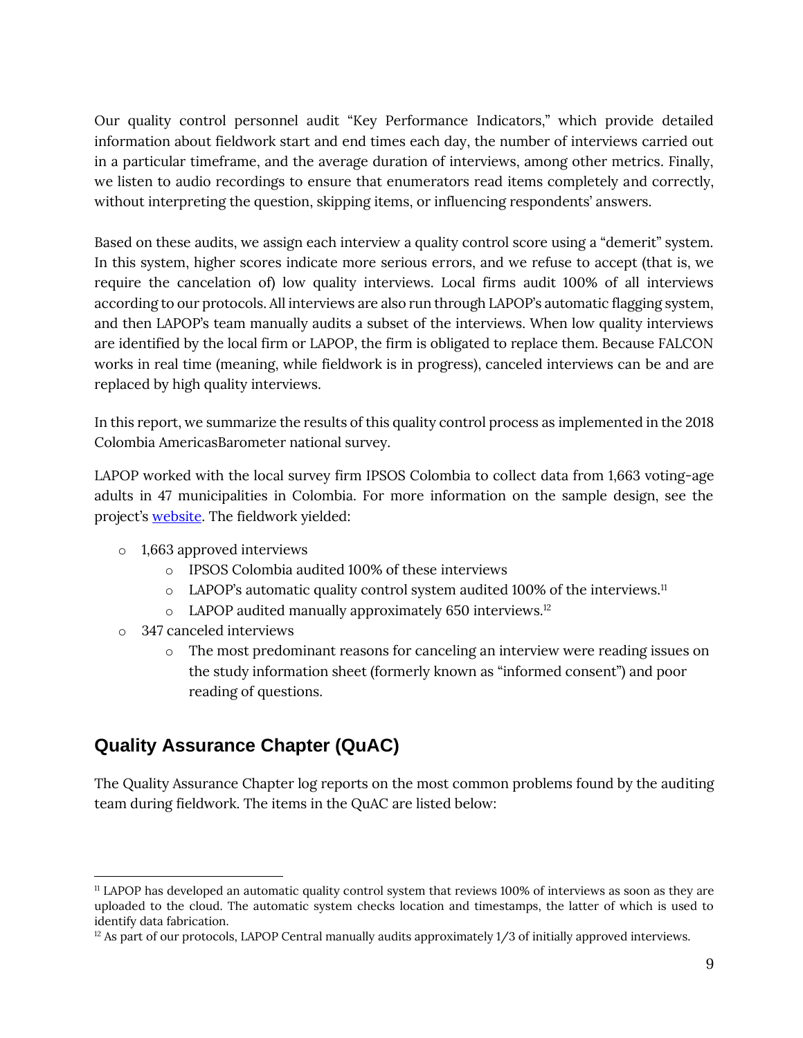Our quality control personnel audit "Key Performance Indicators," which provide detailed information about fieldwork start and end times each day, the number of interviews carried out in a particular timeframe, and the average duration of interviews, among other metrics. Finally, we listen to audio recordings to ensure that enumerators read items completely and correctly, without interpreting the question, skipping items, or influencing respondents' answers.

Based on these audits, we assign each interview a quality control score using a "demerit" system. In this system, higher scores indicate more serious errors, and we refuse to accept (that is, we require the cancelation of) low quality interviews. Local firms audit 100% of all interviews according to our protocols. All interviews are also run through LAPOP's automatic flagging system, and then LAPOP's team manually audits a subset of the interviews. When low quality interviews are identified by the local firm or LAPOP, the firm is obligated to replace them. Because FALCON works in real time (meaning, while fieldwork is in progress), canceled interviews can be and are replaced by high quality interviews.

In this report, we summarize the results of this quality control process as implemented in the 2018 Colombia AmericasBarometer national survey.

LAPOP worked with the local survey firm IPSOS Colombia to collect data from 1,663 voting-age adults in 47 municipalities in Colombia. For more information on the sample design, see the project's website. The fieldwork yielded:

- 1,663 approved interviews
  - IPSOS Colombia audited 100% of these interviews
  - LAPOP's automatic quality control system audited 100% of the interviews.[11]
  - LAPOP audited manually approximately 650 interviews.[12]
- 347 canceled interviews
  - The most predominant reasons for canceling an interview were reading issues on the study information sheet (formerly known as "informed consent") and poor reading of questions.

## Quality Assurance Chapter (QuAC)

The Quality Assurance Chapter log reports on the most common problems found by the auditing team during fieldwork. The items in the QuAC are listed below:

---

[11] LAPOP has developed an automatic quality control system that reviews 100% of interviews as soon as they are uploaded to the cloud. The automatic system checks location and timestamps, the latter of which is used to identify data fabrication.

[12] As part of our protocols, LAPOP Central manually audits approximately 1/3 of initially approved interviews.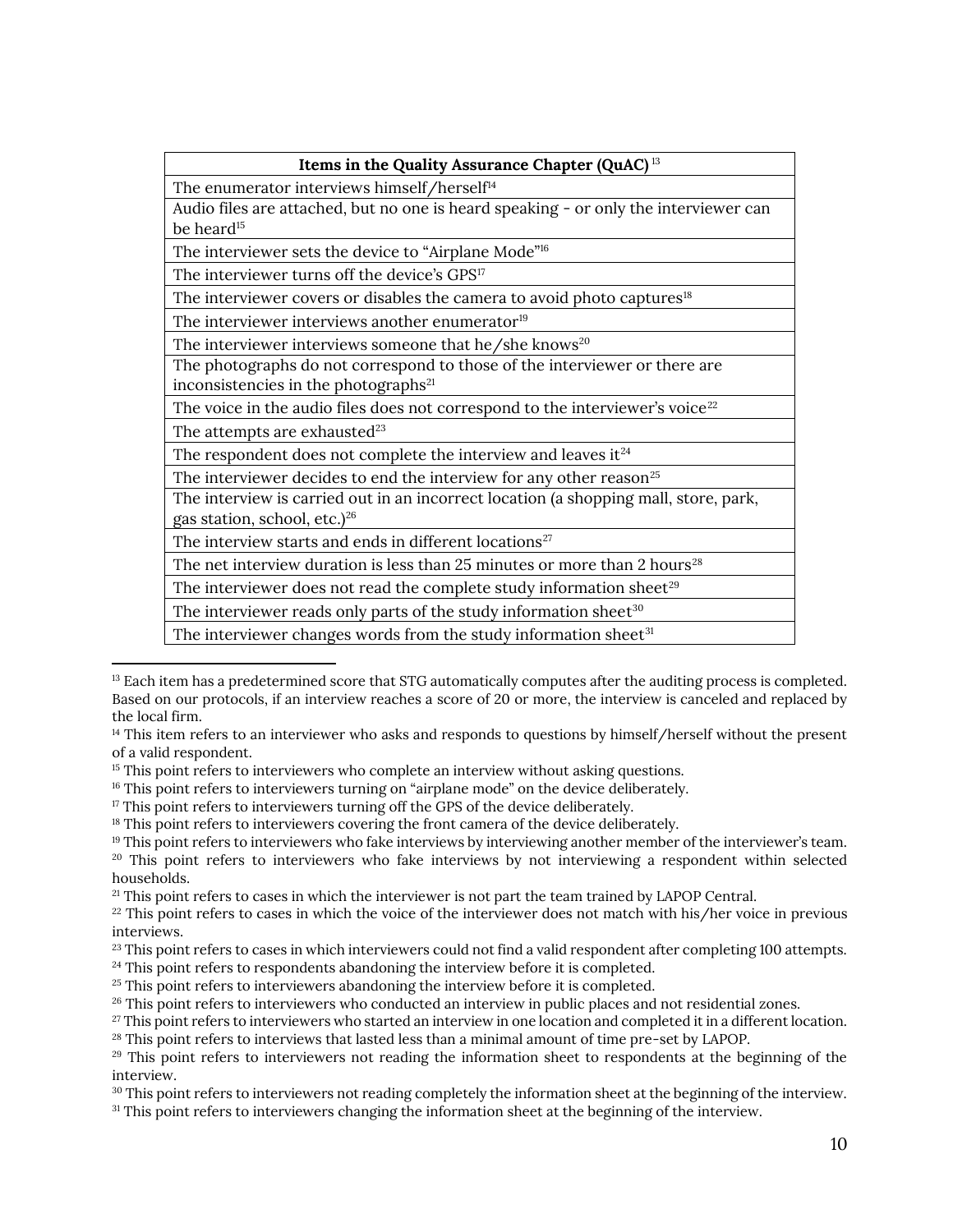| Items in the Quality Assurance Chapter (QuAC) [13] |
|---|
| The enumerator interviews himself/herself[14] |
| Audio files are attached, but no one is heard speaking - or only the interviewer can be heard[15] |
| The interviewer sets the device to "Airplane Mode"[16] |
| The interviewer turns off the device's GPS[17] |
| The interviewer covers or disables the camera to avoid photo captures[18] |
| The interviewer interviews another enumerator[19] |
| The interviewer interviews someone that he/she knows[20] |
| The photographs do not correspond to those of the interviewer or there are inconsistencies in the photographs[21] |
| The voice in the audio files does not correspond to the interviewer's voice[22] |
| The attempts are exhausted[23] |
| The respondent does not complete the interview and leaves it[24] |
| The interviewer decides to end the interview for any other reason[25] |
| The interview is carried out in an incorrect location (a shopping mall, store, park, gas station, school, etc.)[26] |
| The interview starts and ends in different locations[27] |
| The net interview duration is less than 25 minutes or more than 2 hours[28] |
| The interviewer does not read the complete study information sheet[29] |
| The interviewer reads only parts of the study information sheet[30] |
| The interviewer changes words from the study information sheet[31] |

[13] Each item has a predetermined score that STG automatically computes after the auditing process is completed. Based on our protocols, if an interview reaches a score of 20 or more, the interview is canceled and replaced by the local firm.

[14] This item refers to an interviewer who asks and responds to questions by himself/herself without the present of a valid respondent.

[15] This point refers to interviewers who complete an interview without asking questions.

[16] This point refers to interviewers turning on "airplane mode" on the device deliberately.

[17] This point refers to interviewers turning off the GPS of the device deliberately.

[18] This point refers to interviewers covering the front camera of the device deliberately.

[19] This point refers to interviewers who fake interviews by interviewing another member of the interviewer's team.

[20] This point refers to interviewers who fake interviews by not interviewing a respondent within selected households.

[21] This point refers to cases in which the interviewer is not part the team trained by LAPOP Central.

[22] This point refers to cases in which the voice of the interviewer does not match with his/her voice in previous interviews.

[23] This point refers to cases in which interviewers could not find a valid respondent after completing 100 attempts.

[24] This point refers to respondents abandoning the interview before it is completed.

[25] This point refers to interviewers abandoning the interview before it is completed.

[26] This point refers to interviewers who conducted an interview in public places and not residential zones.

[27] This point refers to interviewers who started an interview in one location and completed it in a different location.

[28] This point refers to interviews that lasted less than a minimal amount of time pre-set by LAPOP.

[29] This point refers to interviewers not reading the information sheet to respondents at the beginning of the interview.

[30] This point refers to interviewers not reading completely the information sheet at the beginning of the interview.

[31] This point refers to interviewers changing the information sheet at the beginning of the interview.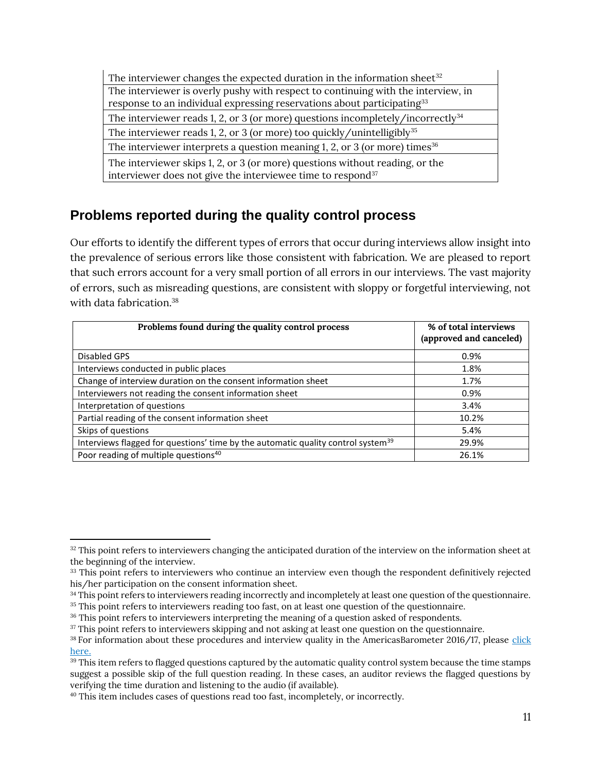| The interviewer changes the expected duration in the information sheet[32] |
|---|
| The interviewer is overly pushy with respect to continuing with the interview, in response to an individual expressing reservations about participating[33] |
| The interviewer reads 1, 2, or 3 (or more) questions incompletely/incorrectly[34] |
| The interviewer reads 1, 2, or 3 (or more) too quickly/unintelligibly[35] |
| The interviewer interprets a question meaning 1, 2, or 3 (or more) times[36] |
| The interviewer skips 1, 2, or 3 (or more) questions without reading, or the interviewer does not give the interviewee time to respond[37] |

## Problems reported during the quality control process

Our efforts to identify the different types of errors that occur during interviews allow insight into the prevalence of serious errors like those consistent with fabrication. We are pleased to report that such errors account for a very small portion of all errors in our interviews. The vast majority of errors, such as misreading questions, are consistent with sloppy or forgetful interviewing, not with data fabrication.[38]

| Problems found during the quality control process | % of total interviews (approved and canceled) |
|---|---|
| Disabled GPS | 0.9% |
| Interviews conducted in public places | 1.8% |
| Change of interview duration on the consent information sheet | 1.7% |
| Interviewers not reading the consent information sheet | 0.9% |
| Interpretation of questions | 3.4% |
| Partial reading of the consent information sheet | 10.2% |
| Skips of questions | 5.4% |
| Interviews flagged for questions' time by the automatic quality control system[39] | 29.9% |
| Poor reading of multiple questions[40] | 26.1% |

[32] This point refers to interviewers changing the anticipated duration of the interview on the information sheet at the beginning of the interview.

[33] This point refers to interviewers who continue an interview even though the respondent definitively rejected his/her participation on the consent information sheet.

[34] This point refers to interviewers reading incorrectly and incompletely at least one question of the questionnaire.

[35] This point refers to interviewers reading too fast, on at least one question of the questionnaire.

[36] This point refers to interviewers interpreting the meaning of a question asked of respondents.

[37] This point refers to interviewers skipping and not asking at least one question on the questionnaire.

[38] For information about these procedures and interview quality in the AmericasBarometer 2016/17, please click here.

[39] This item refers to flagged questions captured by the automatic quality control system because the time stamps suggest a possible skip of the full question reading. In these cases, an auditor reviews the flagged questions by verifying the time duration and listening to the audio (if available).

[40] This item includes cases of questions read too fast, incompletely, or incorrectly.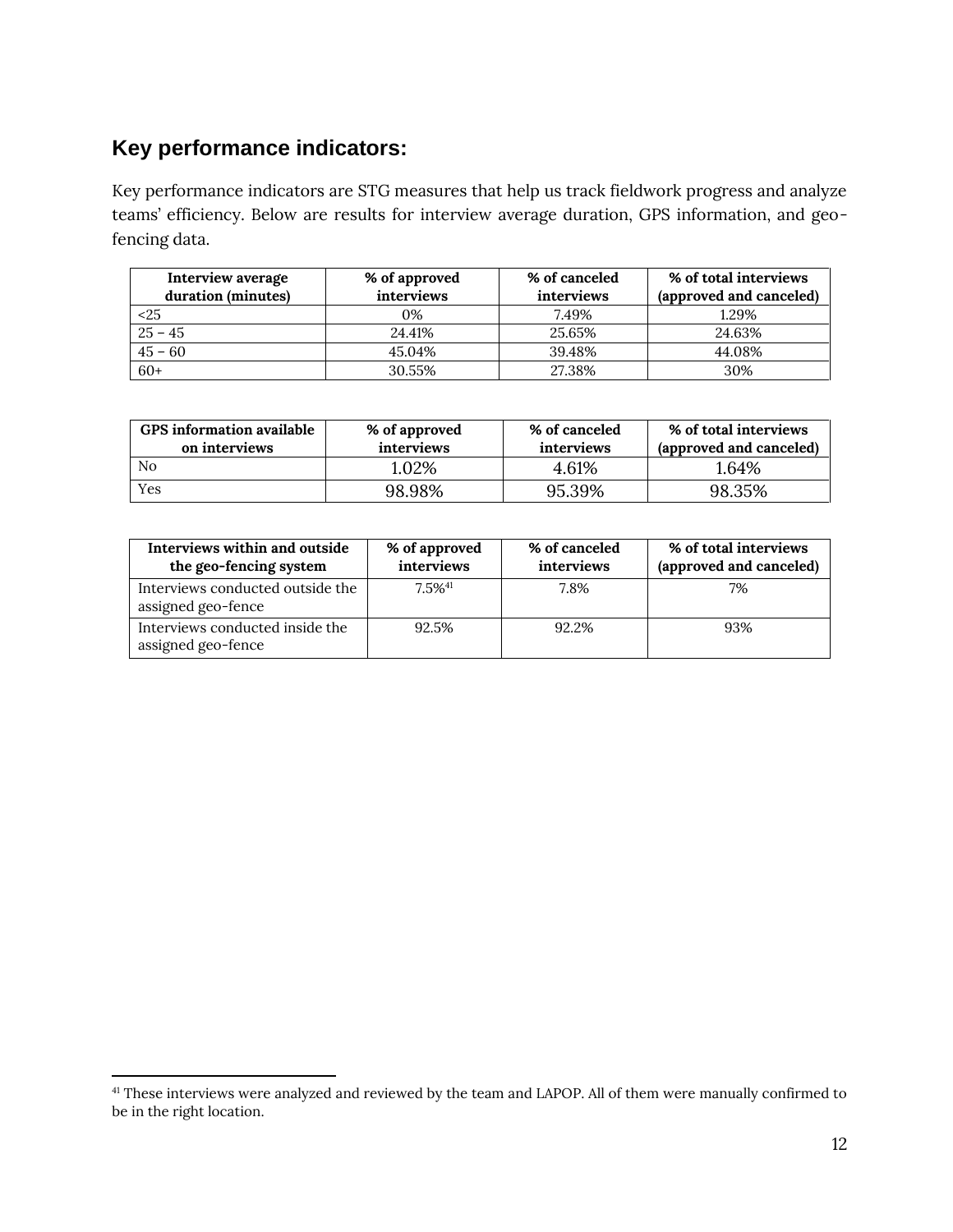## Key performance indicators:

Key performance indicators are STG measures that help us track fieldwork progress and analyze teams' efficiency. Below are results for interview average duration, GPS information, and geo-fencing data.

| Interview average duration (minutes) | % of approved interviews | % of canceled interviews | % of total interviews (approved and canceled) |
|---|---|---|---|
| <25 | 0% | 7.49% | 1.29% |
| 25 – 45 | 24.41% | 25.65% | 24.63% |
| 45 – 60 | 45.04% | 39.48% | 44.08% |
| 60+ | 30.55% | 27.38% | 30% |

| GPS information available on interviews | % of approved interviews | % of canceled interviews | % of total interviews (approved and canceled) |
|---|---|---|---|
| No | 1.02% | 4.61% | 1.64% |
| Yes | 98.98% | 95.39% | 98.35% |

| Interviews within and outside the geo-fencing system | % of approved interviews | % of canceled interviews | % of total interviews (approved and canceled) |
|---|---|---|---|
| Interviews conducted outside the assigned geo-fence | 7.5%[41] | 7.8% | 7% |
| Interviews conducted inside the assigned geo-fence | 92.5% | 92.2% | 93% |

[41] These interviews were analyzed and reviewed by the team and LAPOP. All of them were manually confirmed to be in the right location.